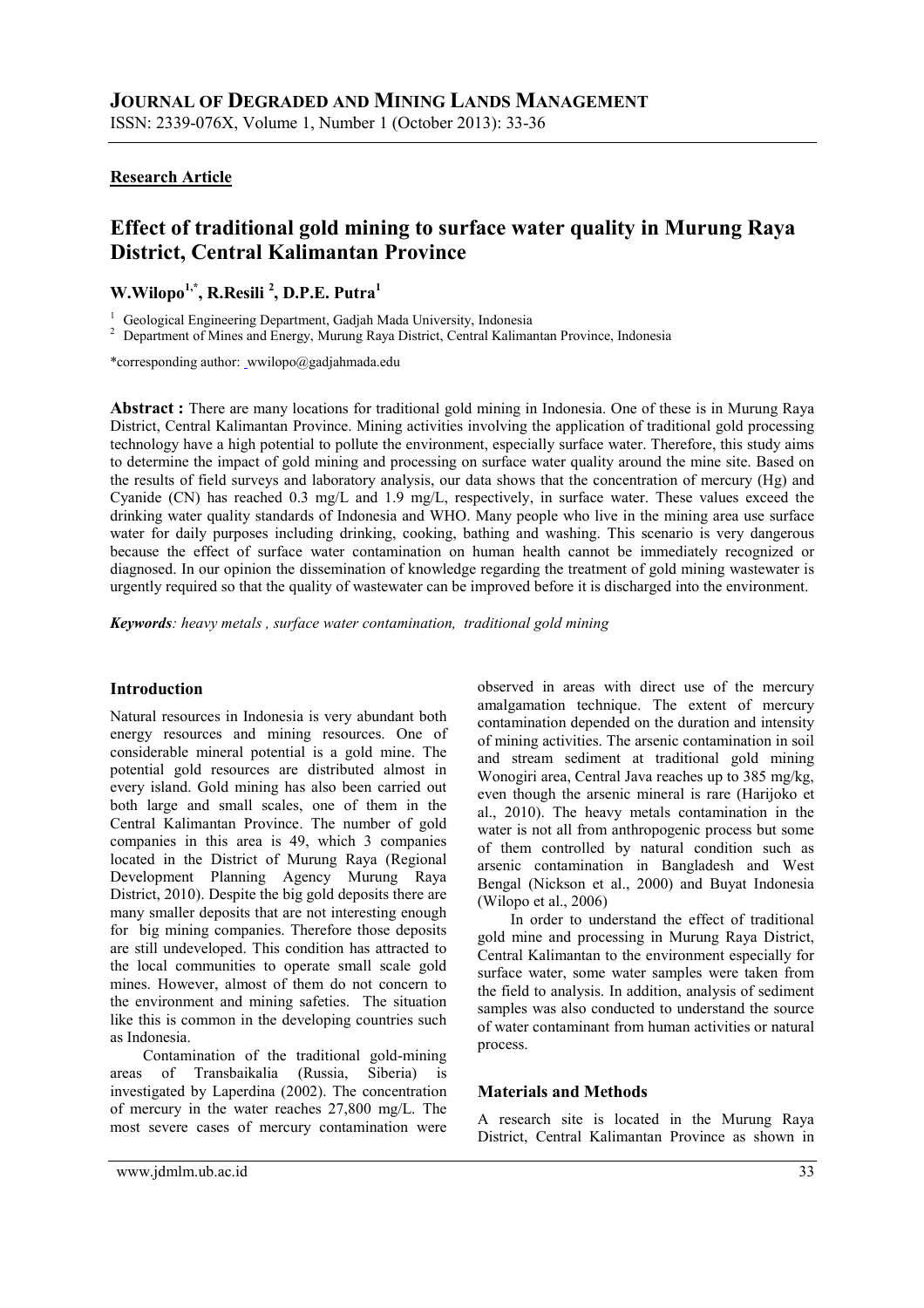**Research Article**

# Effect of traditional gold mining to surface water quality in Murung Raya District, Central Kalimantan Province

**W.Wilopo[1,*], R.Resili [2], D.P.E. Putra[1]**

[1] Geological Engineering Department, Gadjah Mada University, Indonesia
[2] Department of Mines and Energy, Murung Raya District, Central Kalimantan Province, Indonesia

*corresponding author: wwilopo@gadjahmada.edu

**Abstract :** There are many locations for traditional gold mining in Indonesia. One of these is in Murung Raya District, Central Kalimantan Province. Mining activities involving the application of traditional gold processing technology have a high potential to pollute the environment, especially surface water. Therefore, this study aims to determine the impact of gold mining and processing on surface water quality around the mine site. Based on the results of field surveys and laboratory analysis, our data shows that the concentration of mercury (Hg) and Cyanide (CN) has reached 0.3 mg/L and 1.9 mg/L, respectively, in surface water. These values exceed the drinking water quality standards of Indonesia and WHO. Many people who live in the mining area use surface water for daily purposes including drinking, cooking, bathing and washing. This scenario is very dangerous because the effect of surface water contamination on human health cannot be immediately recognized or diagnosed. In our opinion the dissemination of knowledge regarding the treatment of gold mining wastewater is urgently required so that the quality of wastewater can be improved before it is discharged into the environment.

***Keywords**: heavy metals , surface water contamination, traditional gold mining*

## Introduction

Natural resources in Indonesia is very abundant both energy resources and mining resources. One of considerable mineral potential is a gold mine. The potential gold resources are distributed almost in every island. Gold mining has also been carried out both large and small scales, one of them in the Central Kalimantan Province. The number of gold companies in this area is 49, which 3 companies located in the District of Murung Raya (Regional Development Planning Agency Murung Raya District, 2010). Despite the big gold deposits there are many smaller deposits that are not interesting enough for big mining companies. Therefore those deposits are still undeveloped. This condition has attracted to the local communities to operate small scale gold mines. However, almost of them do not concern to the environment and mining safeties. The situation like this is common in the developing countries such as Indonesia.

Contamination of the traditional gold-mining areas of Transbaikalia (Russia, Siberia) is investigated by Laperdina (2002). The concentration of mercury in the water reaches 27,800 mg/L. The most severe cases of mercury contamination were observed in areas with direct use of the mercury amalgamation technique. The extent of mercury contamination depended on the duration and intensity of mining activities. The arsenic contamination in soil and stream sediment at traditional gold mining Wonogiri area, Central Java reaches up to 385 mg/kg, even though the arsenic mineral is rare (Harijoko et al., 2010). The heavy metals contamination in the water is not all from anthropogenic process but some of them controlled by natural condition such as arsenic contamination in Bangladesh and West Bengal (Nickson et al., 2000) and Buyat Indonesia (Wilopo et al., 2006)

In order to understand the effect of traditional gold mine and processing in Murung Raya District, Central Kalimantan to the environment especially for surface water, some water samples were taken from the field to analysis. In addition, analysis of sediment samples was also conducted to understand the source of water contaminant from human activities or natural process.

## Materials and Methods

A research site is located in the Murung Raya District, Central Kalimantan Province as shown in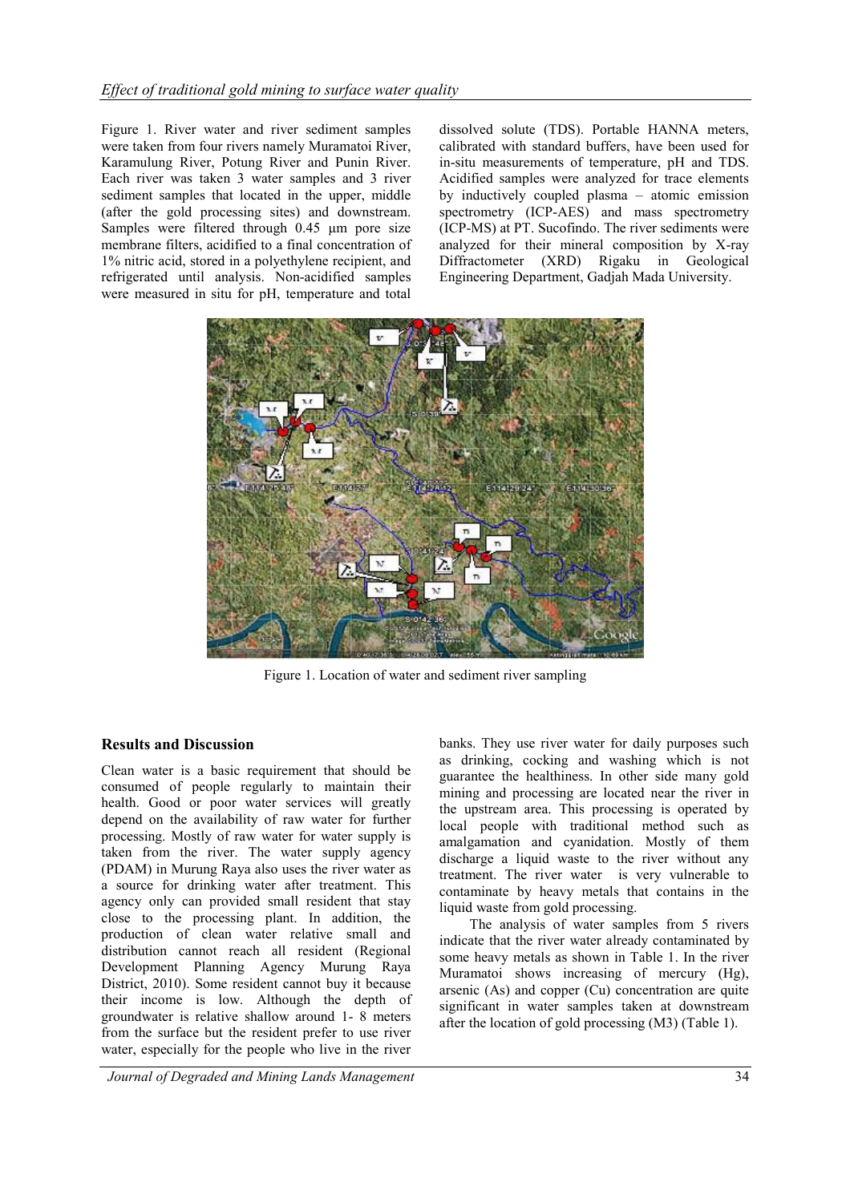Figure 1. River water and river sediment samples were taken from four rivers namely Muramatoi River, Karamulung River, Potung River and Punin River. Each river was taken 3 water samples and 3 river sediment samples that located in the upper, middle (after the gold processing sites) and downstream. Samples were filtered through 0.45 µm pore size membrane filters, acidified to a final concentration of 1% nitric acid, stored in a polyethylene recipient, and refrigerated until analysis. Non-acidified samples were measured in situ for pH, temperature and total dissolved solute (TDS). Portable HANNA meters, calibrated with standard buffers, have been used for in-situ measurements of temperature, pH and TDS. Acidified samples were analyzed for trace elements by inductively coupled plasma – atomic emission spectrometry (ICP-AES) and mass spectrometry (ICP-MS) at PT. Sucofindo. The river sediments were analyzed for their mineral composition by X-ray Diffractometer (XRD) Rigaku in Geological Engineering Department, Gadjah Mada University.

Figure 1. Location of water and sediment river sampling

## Results and Discussion

Clean water is a basic requirement that should be consumed of people regularly to maintain their health. Good or poor water services will greatly depend on the availability of raw water for further processing. Mostly of raw water for water supply is taken from the river. The water supply agency (PDAM) in Murung Raya also uses the river water as a source for drinking water after treatment. This agency only can provided small resident that stay close to the processing plant. In addition, the production of clean water relative small and distribution cannot reach all resident (Regional Development Planning Agency Murung Raya District, 2010). Some resident cannot buy it because their income is low. Although the depth of groundwater is relative shallow around 1- 8 meters from the surface but the resident prefer to use river water, especially for the people who live in the river banks. They use river water for daily purposes such as drinking, cocking and washing which is not guarantee the healthiness. In other side many gold mining and processing are located near the river in the upstream area. This processing is operated by local people with traditional method such as amalgamation and cyanidation. Mostly of them discharge a liquid waste to the river without any treatment. The river water is very vulnerable to contaminate by heavy metals that contains in the liquid waste from gold processing.

The analysis of water samples from 5 rivers indicate that the river water already contaminated by some heavy metals as shown in Table 1. In the river Muramatoi shows increasing of mercury (Hg), arsenic (As) and copper (Cu) concentration are quite significant in water samples taken at downstream after the location of gold processing (M3) (Table 1).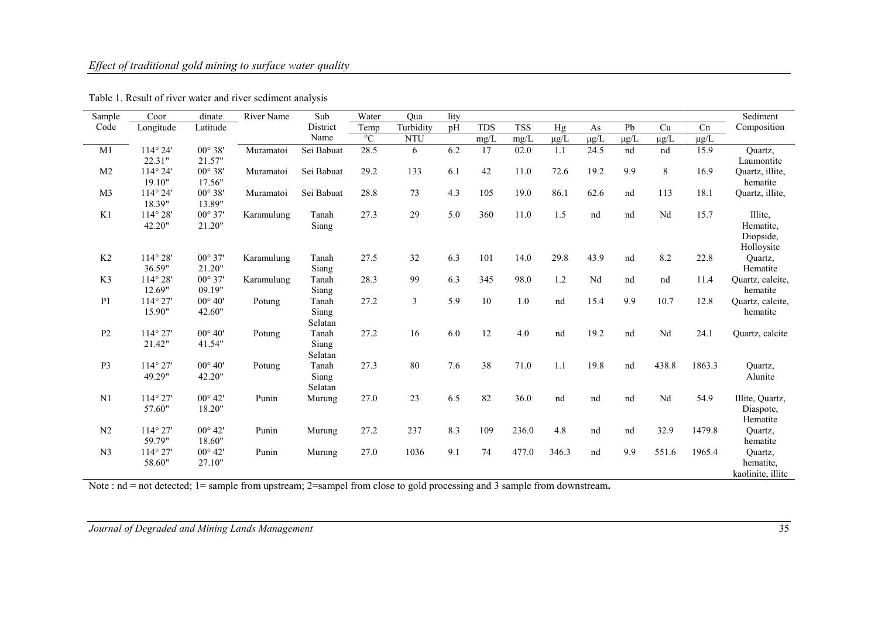Table 1. Result of river water and river sediment analysis

| Sample Code | Coordinate Longitude | Coordinate Latitude | River Name | Sub District Name | Water Temp °C | Turbidity NTU | pH | TDS mg/L | TSS mg/L | Hg μg/L | As μg/L | Pb μg/L | Cu μg/L | Cn μg/L | Sediment Composition |
|---|---|---|---|---|---|---|---|---|---|---|---|---|---|---|---|
| M1 | 114° 24' 22.31" | 00° 38' 21.57" | Muramatoi | Sei Babuat | 28.5 | 6 | 6.2 | 17 | 02.0 | 1.1 | 24.5 | nd | nd | 15.9 | Quartz, Laumontite |
| M2 | 114° 24' 19.10" | 00° 38' 17.56" | Muramatoi | Sei Babuat | 29.2 | 133 | 6.1 | 42 | 11.0 | 72.6 | 19.2 | 9.9 | 8 | 16.9 | Quartz, illite, hematite |
| M3 | 114° 24' 18.39" | 00° 38' 13.89" | Muramatoi | Sei Babuat | 28.8 | 73 | 4.3 | 105 | 19.0 | 86.1 | 62.6 | nd | 113 | 18.1 | Quartz, illite, |
| K1 | 114° 28' 42.20" | 00° 37' 21.20" | Karamulung | Tanah Siang | 27.3 | 29 | 5.0 | 360 | 11.0 | 1.5 | nd | nd | Nd | 15.7 | Illite, Hematite, Diopside, Holloysite |
| K2 | 114° 28' 36.59" | 00° 37' 21.20" | Karamulung | Tanah Siang | 27.5 | 32 | 6.3 | 101 | 14.0 | 29.8 | 43.9 | nd | 8.2 | 22.8 | Quartz, Hematite |
| K3 | 114° 28' 12.69" | 00° 37' 09.19" | Karamulung | Tanah Siang | 28.3 | 99 | 6.3 | 345 | 98.0 | 1.2 | Nd | nd | nd | 11.4 | Quartz, calcite, hematite |
| P1 | 114° 27' 15.90" | 00° 40' 42.60" | Potung | Tanah Siang Selatan | 27.2 | 3 | 5.9 | 10 | 1.0 | nd | 15.4 | 9.9 | 10.7 | 12.8 | Quartz, calcite, hematite |
| P2 | 114° 27' 21.42" | 00° 40' 41.54" | Potung | Tanah Siang Selatan | 27.2 | 16 | 6.0 | 12 | 4.0 | nd | 19.2 | nd | Nd | 24.1 | Quartz, calcite |
| P3 | 114° 27' 49.29" | 00° 40' 42.20" | Potung | Tanah Siang Selatan | 27.3 | 80 | 7.6 | 38 | 71.0 | 1.1 | 19.8 | nd | 438.8 | 1863.3 | Quartz, Alunite |
| N1 | 114° 27' 57.60" | 00° 42' 18.20" | Punin | Murung | 27.0 | 23 | 6.5 | 82 | 36.0 | nd | nd | nd | Nd | 54.9 | Illite, Quartz, Diaspote, Hematite |
| N2 | 114° 27' 59.79" | 00° 42' 18.60" | Punin | Murung | 27.2 | 237 | 8.3 | 109 | 236.0 | 4.8 | nd | nd | 32.9 | 1479.8 | Quartz, hematite |
| N3 | 114° 27' 58.60" | 00° 42' 27.10" | Punin | Murung | 27.0 | 1036 | 9.1 | 74 | 477.0 | 346.3 | nd | 9.9 | 551.6 | 1965.4 | Quartz, hematite, kaolinite, illite |

Note : nd = not detected; 1= sample from upstream; 2=sampel from close to gold processing and 3 sample from downstream**.**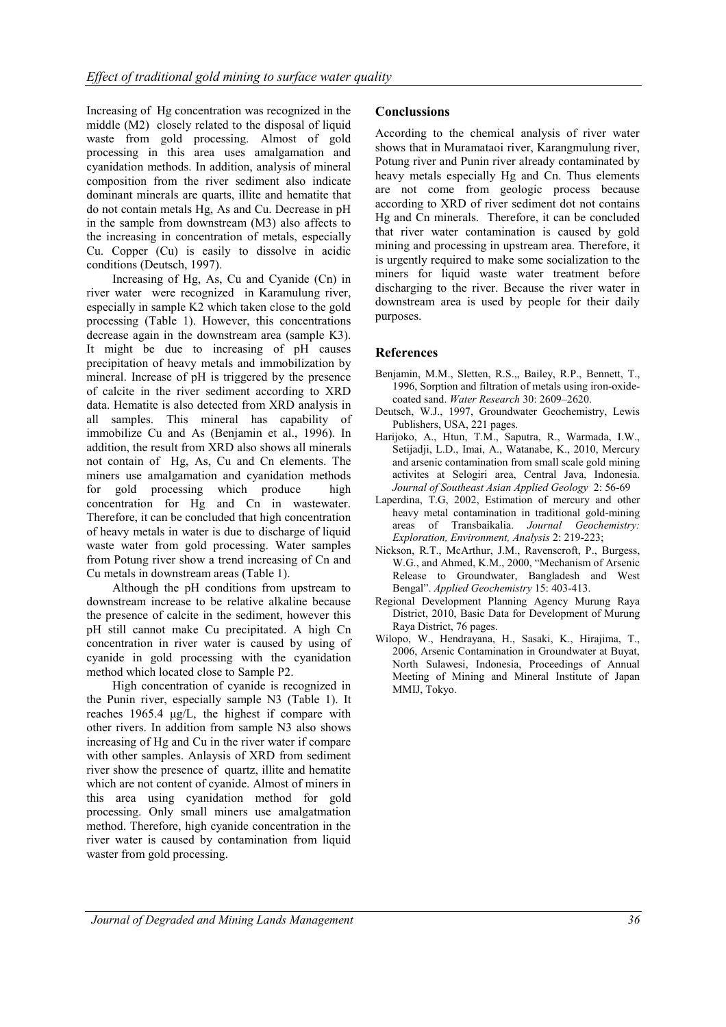Increasing of Hg concentration was recognized in the middle (M2) closely related to the disposal of liquid waste from gold processing. Almost of gold processing in this area uses amalgamation and cyanidation methods. In addition, analysis of mineral composition from the river sediment also indicate dominant minerals are quarts, illite and hematite that do not contain metals Hg, As and Cu. Decrease in pH in the sample from downstream (M3) also affects to the increasing in concentration of metals, especially Cu. Copper (Cu) is easily to dissolve in acidic conditions (Deutsch, 1997).

Increasing of Hg, As, Cu and Cyanide (Cn) in river water were recognized in Karamulung river, especially in sample K2 which taken close to the gold processing (Table 1). However, this concentrations decrease again in the downstream area (sample K3). It might be due to increasing of pH causes precipitation of heavy metals and immobilization by mineral. Increase of pH is triggered by the presence of calcite in the river sediment according to XRD data. Hematite is also detected from XRD analysis in all samples. This mineral has capability of immobilize Cu and As (Benjamin et al., 1996). In addition, the result from XRD also shows all minerals not contain of Hg, As, Cu and Cn elements. The miners use amalgamation and cyanidation methods for gold processing which produce high concentration for Hg and Cn in wastewater. Therefore, it can be concluded that high concentration of heavy metals in water is due to discharge of liquid waste water from gold processing. Water samples from Potung river show a trend increasing of Cn and Cu metals in downstream areas (Table 1).

Although the pH conditions from upstream to downstream increase to be relative alkaline because the presence of calcite in the sediment, however this pH still cannot make Cu precipitated. A high Cn concentration in river water is caused by using of cyanide in gold processing with the cyanidation method which located close to Sample P2.

High concentration of cyanide is recognized in the Punin river, especially sample N3 (Table 1). It reaches 1965.4 µg/L, the highest if compare with other rivers. In addition from sample N3 also shows increasing of Hg and Cu in the river water if compare with other samples. Anlaysis of XRD from sediment river show the presence of quartz, illite and hematite which are not content of cyanide. Almost of miners in this area using cyanidation method for gold processing. Only small miners use amalgatmation method. Therefore, high cyanide concentration in the river water is caused by contamination from liquid waster from gold processing.

## Conclussions

According to the chemical analysis of river water shows that in Muramataoi river, Karangmulung river, Potung river and Punin river already contaminated by heavy metals especially Hg and Cn. Thus elements are not come from geologic process because according to XRD of river sediment dot not contains Hg and Cn minerals. Therefore, it can be concluded that river water contamination is caused by gold mining and processing in upstream area. Therefore, it is urgently required to make some socialization to the miners for liquid waste water treatment before discharging to the river. Because the river water in downstream area is used by people for their daily purposes.

## References

Benjamin, M.M., Sletten, R.S.,, Bailey, R.P., Bennett, T., 1996, Sorption and filtration of metals using iron-oxide-coated sand. *Water Research* 30: 2609–2620.

Deutsch, W.J., 1997, Groundwater Geochemistry, Lewis Publishers, USA, 221 pages.

Harijoko, A., Htun, T.M., Saputra, R., Warmada, I.W., Setijadji, L.D., Imai, A., Watanabe, K., 2010, Mercury and arsenic contamination from small scale gold mining activites at Selogiri area, Central Java, Indonesia. *Journal of Southeast Asian Applied Geology* 2: 56-69

Laperdina, T.G, 2002, Estimation of mercury and other heavy metal contamination in traditional gold-mining areas of Transbaikalia. *Journal Geochemistry: Exploration, Environment, Analysis* 2: 219-223;

Nickson, R.T., McArthur, J.M., Ravenscroft, P., Burgess, W.G., and Ahmed, K.M., 2000, "Mechanism of Arsenic Release to Groundwater, Bangladesh and West Bengal". *Applied Geochemistry* 15: 403-413.

Regional Development Planning Agency Murung Raya District, 2010, Basic Data for Development of Murung Raya District, 76 pages.

Wilopo, W., Hendrayana, H., Sasaki, K., Hirajima, T., 2006, Arsenic Contamination in Groundwater at Buyat, North Sulawesi, Indonesia, Proceedings of Annual Meeting of Mining and Mineral Institute of Japan MMIJ, Tokyo.